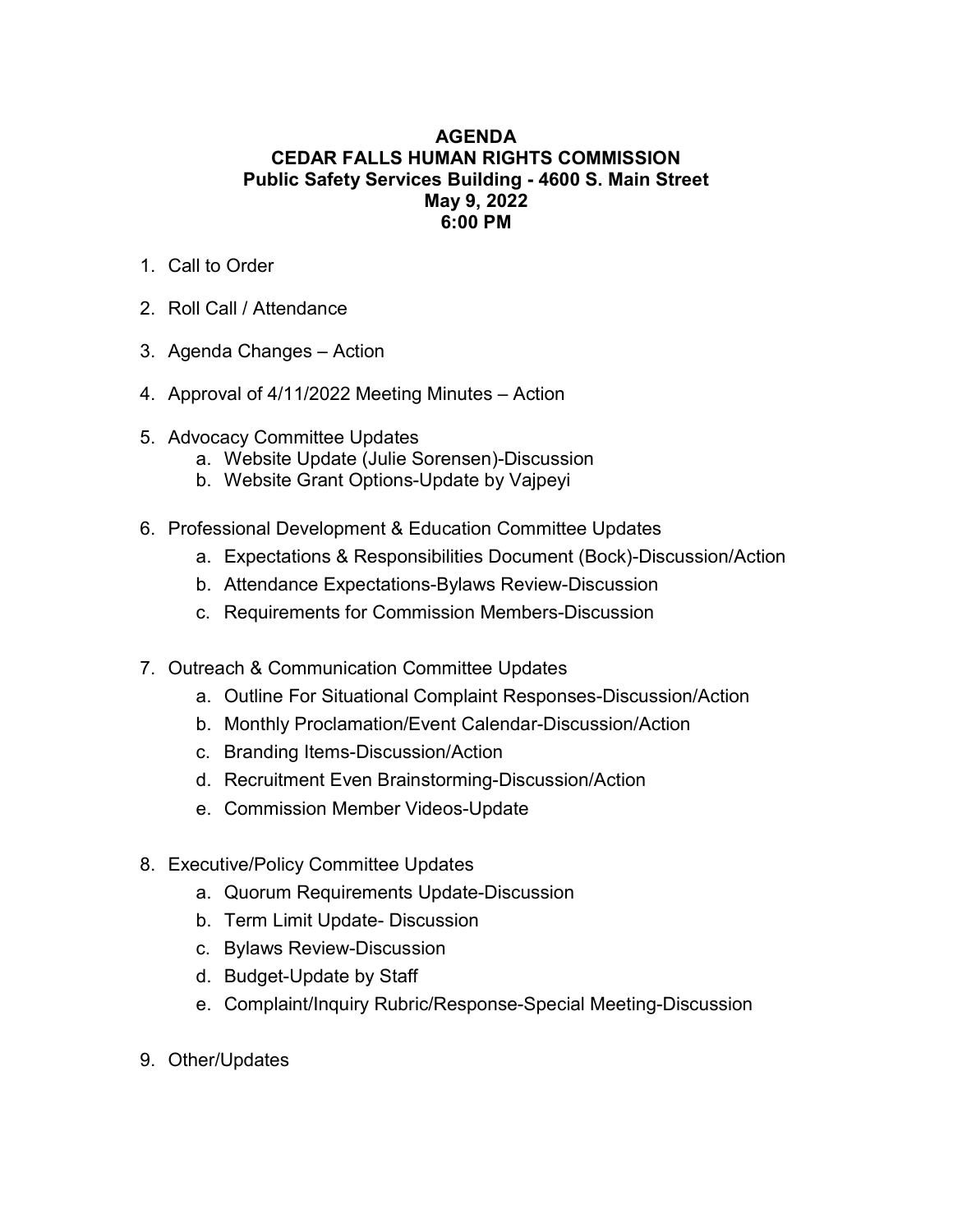# AGENDA
## CEDAR FALLS HUMAN RIGHTS COMMISSION
**Public Safety Services Building - 4600 S. Main Street**
**May 9, 2022**
**6:00 PM**

1. Call to Order

2. Roll Call / Attendance

3. Agenda Changes – Action

4. Approval of 4/11/2022 Meeting Minutes – Action

5. Advocacy Committee Updates
   a. Website Update (Julie Sorensen)-Discussion
   b. Website Grant Options-Update by Vajpeyi

6. Professional Development & Education Committee Updates
   a. Expectations & Responsibilities Document (Bock)-Discussion/Action
   b. Attendance Expectations-Bylaws Review-Discussion
   c. Requirements for Commission Members-Discussion

7. Outreach & Communication Committee Updates
   a. Outline For Situational Complaint Responses-Discussion/Action
   b. Monthly Proclamation/Event Calendar-Discussion/Action
   c. Branding Items-Discussion/Action
   d. Recruitment Even Brainstorming-Discussion/Action
   e. Commission Member Videos-Update

8. Executive/Policy Committee Updates
   a. Quorum Requirements Update-Discussion
   b. Term Limit Update- Discussion
   c. Bylaws Review-Discussion
   d. Budget-Update by Staff
   e. Complaint/Inquiry Rubric/Response-Special Meeting-Discussion

9. Other/Updates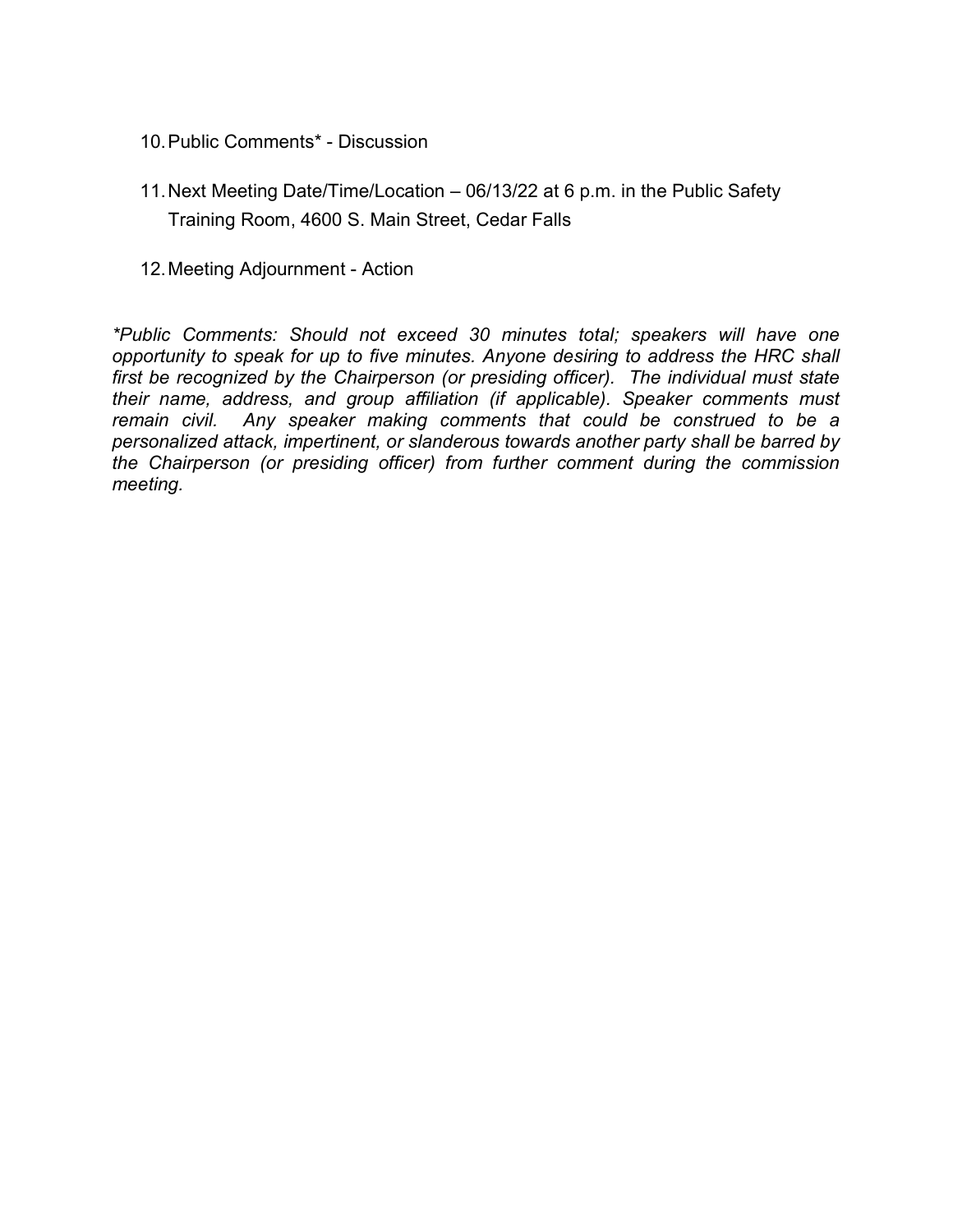10. Public Comments* - Discussion

11. Next Meeting Date/Time/Location – 06/13/22 at 6 p.m. in the Public Safety Training Room, 4600 S. Main Street, Cedar Falls

12. Meeting Adjournment - Action

*\*Public Comments: Should not exceed 30 minutes total; speakers will have one opportunity to speak for up to five minutes. Anyone desiring to address the HRC shall first be recognized by the Chairperson (or presiding officer). The individual must state their name, address, and group affiliation (if applicable). Speaker comments must remain civil. Any speaker making comments that could be construed to be a personalized attack, impertinent, or slanderous towards another party shall be barred by the Chairperson (or presiding officer) from further comment during the commission meeting.*